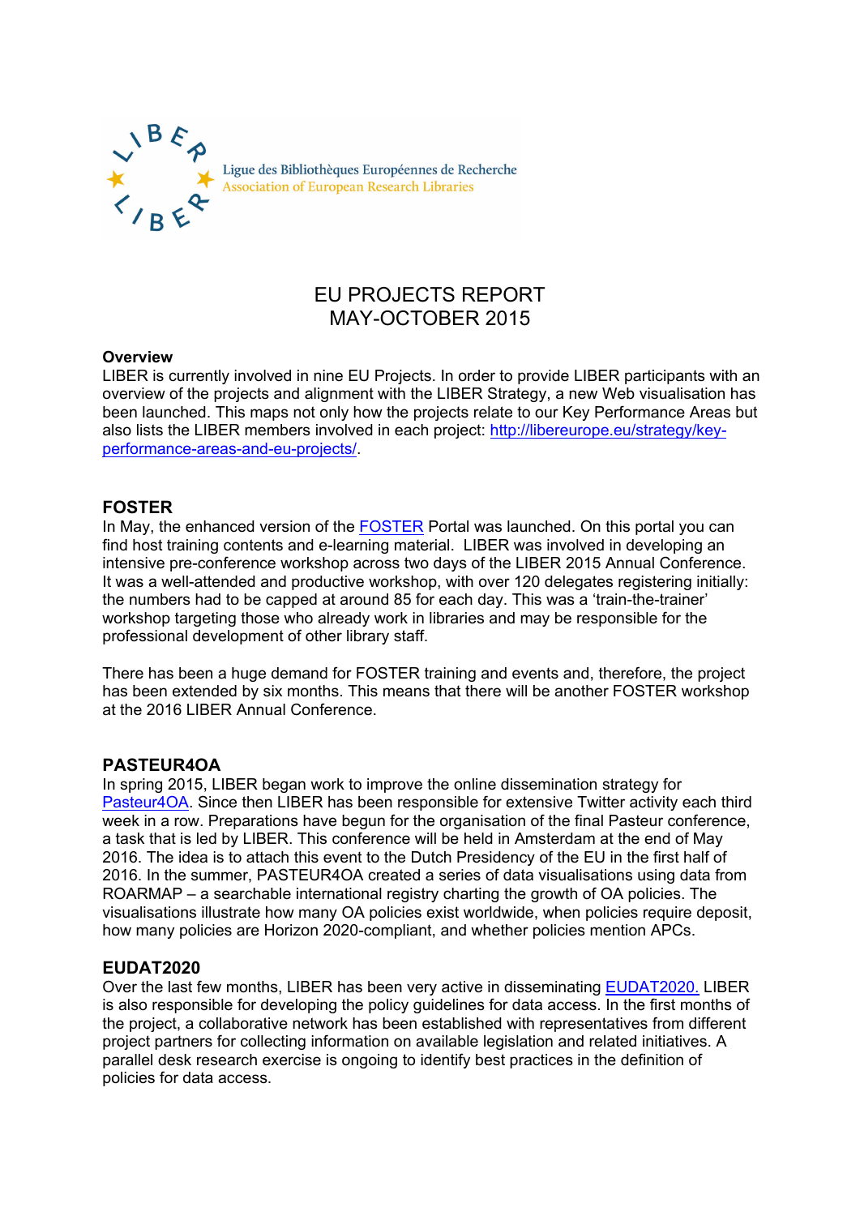Ligue des Bibliothèques Européennes de Recherche
Association of European Research Libraries

# EU PROJECTS REPORT
# MAY-OCTOBER 2015

**Overview**
LIBER is currently involved in nine EU Projects. In order to provide LIBER participants with an overview of the projects and alignment with the LIBER Strategy, a new Web visualisation has been launched. This maps not only how the projects relate to our Key Performance Areas but also lists the LIBER members involved in each project: [http://libereurope.eu/strategy/key-performance-areas-and-eu-projects/](http://libereurope.eu/strategy/key-performance-areas-and-eu-projects/).

## FOSTER

In May, the enhanced version of the FOSTER Portal was launched. On this portal you can find host training contents and e-learning material. LIBER was involved in developing an intensive pre-conference workshop across two days of the LIBER 2015 Annual Conference. It was a well-attended and productive workshop, with over 120 delegates registering initially: the numbers had to be capped at around 85 for each day. This was a 'train-the-trainer' workshop targeting those who already work in libraries and may be responsible for the professional development of other library staff.

There has been a huge demand for FOSTER training and events and, therefore, the project has been extended by six months. This means that there will be another FOSTER workshop at the 2016 LIBER Annual Conference.

## PASTEUR4OA

In spring 2015, LIBER began work to improve the online dissemination strategy for Pasteur4OA. Since then LIBER has been responsible for extensive Twitter activity each third week in a row. Preparations have begun for the organisation of the final Pasteur conference, a task that is led by LIBER. This conference will be held in Amsterdam at the end of May 2016. The idea is to attach this event to the Dutch Presidency of the EU in the first half of 2016. In the summer, PASTEUR4OA created a series of data visualisations using data from ROARMAP – a searchable international registry charting the growth of OA policies. The visualisations illustrate how many OA policies exist worldwide, when policies require deposit, how many policies are Horizon 2020-compliant, and whether policies mention APCs.

## EUDAT2020

Over the last few months, LIBER has been very active in disseminating EUDAT2020. LIBER is also responsible for developing the policy guidelines for data access. In the first months of the project, a collaborative network has been established with representatives from different project partners for collecting information on available legislation and related initiatives. A parallel desk research exercise is ongoing to identify best practices in the definition of policies for data access.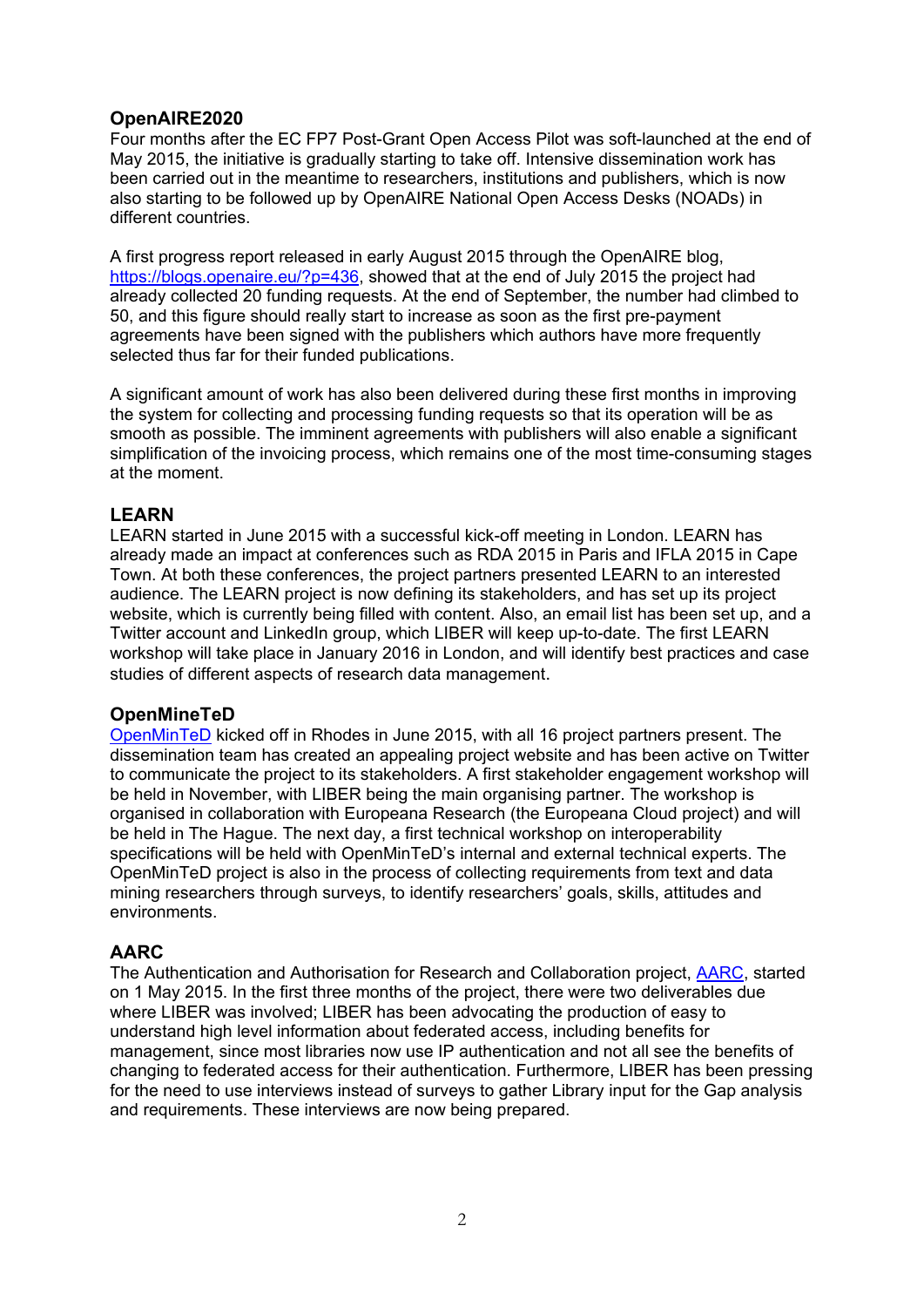## OpenAIRE2020

Four months after the EC FP7 Post-Grant Open Access Pilot was soft-launched at the end of May 2015, the initiative is gradually starting to take off. Intensive dissemination work has been carried out in the meantime to researchers, institutions and publishers, which is now also starting to be followed up by OpenAIRE National Open Access Desks (NOADs) in different countries.

A first progress report released in early August 2015 through the OpenAIRE blog, https://blogs.openaire.eu/?p=436, showed that at the end of July 2015 the project had already collected 20 funding requests. At the end of September, the number had climbed to 50, and this figure should really start to increase as soon as the first pre-payment agreements have been signed with the publishers which authors have more frequently selected thus far for their funded publications.

A significant amount of work has also been delivered during these first months in improving the system for collecting and processing funding requests so that its operation will be as smooth as possible. The imminent agreements with publishers will also enable a significant simplification of the invoicing process, which remains one of the most time-consuming stages at the moment.

## LEARN

LEARN started in June 2015 with a successful kick-off meeting in London. LEARN has already made an impact at conferences such as RDA 2015 in Paris and IFLA 2015 in Cape Town. At both these conferences, the project partners presented LEARN to an interested audience. The LEARN project is now defining its stakeholders, and has set up its project website, which is currently being filled with content. Also, an email list has been set up, and a Twitter account and LinkedIn group, which LIBER will keep up-to-date. The first LEARN workshop will take place in January 2016 in London, and will identify best practices and case studies of different aspects of research data management.

## OpenMineTeD

OpenMinTeD kicked off in Rhodes in June 2015, with all 16 project partners present. The dissemination team has created an appealing project website and has been active on Twitter to communicate the project to its stakeholders. A first stakeholder engagement workshop will be held in November, with LIBER being the main organising partner. The workshop is organised in collaboration with Europeana Research (the Europeana Cloud project) and will be held in The Hague. The next day, a first technical workshop on interoperability specifications will be held with OpenMinTeD's internal and external technical experts. The OpenMinTeD project is also in the process of collecting requirements from text and data mining researchers through surveys, to identify researchers' goals, skills, attitudes and environments.

## AARC

The Authentication and Authorisation for Research and Collaboration project, AARC, started on 1 May 2015. In the first three months of the project, there were two deliverables due where LIBER was involved; LIBER has been advocating the production of easy to understand high level information about federated access, including benefits for management, since most libraries now use IP authentication and not all see the benefits of changing to federated access for their authentication. Furthermore, LIBER has been pressing for the need to use interviews instead of surveys to gather Library input for the Gap analysis and requirements. These interviews are now being prepared.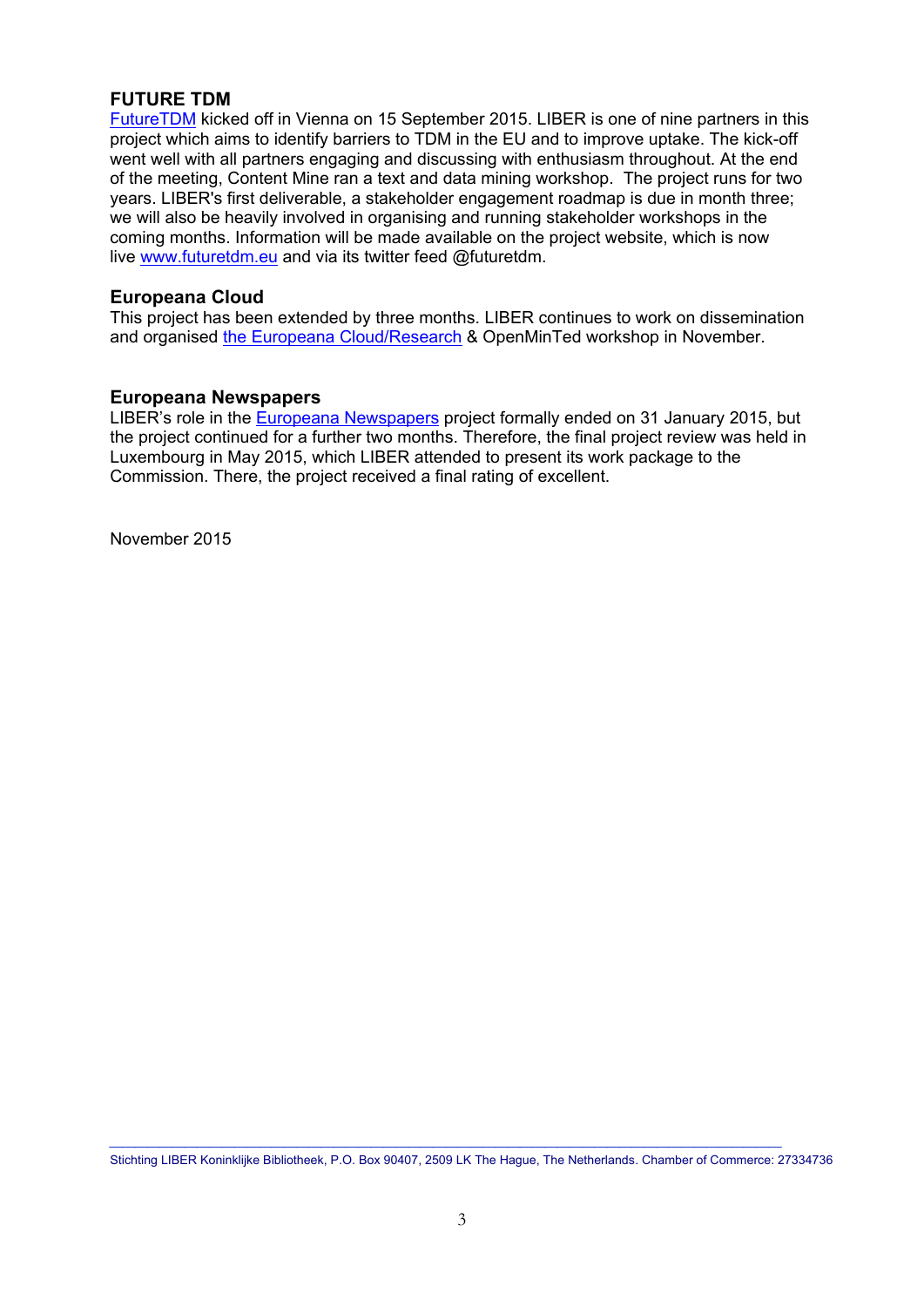## FUTURE TDM

FutureTDM kicked off in Vienna on 15 September 2015. LIBER is one of nine partners in this project which aims to identify barriers to TDM in the EU and to improve uptake. The kick-off went well with all partners engaging and discussing with enthusiasm throughout. At the end of the meeting, Content Mine ran a text and data mining workshop. The project runs for two years. LIBER's first deliverable, a stakeholder engagement roadmap is due in month three; we will also be heavily involved in organising and running stakeholder workshops in the coming months. Information will be made available on the project website, which is now live www.futuretdm.eu and via its twitter feed @futuretdm.

## Europeana Cloud

This project has been extended by three months. LIBER continues to work on dissemination and organised the Europeana Cloud/Research & OpenMinTed workshop in November.

## Europeana Newspapers

LIBER's role in the Europeana Newspapers project formally ended on 31 January 2015, but the project continued for a further two months. Therefore, the final project review was held in Luxembourg in May 2015, which LIBER attended to present its work package to the Commission. There, the project received a final rating of excellent.

November 2015